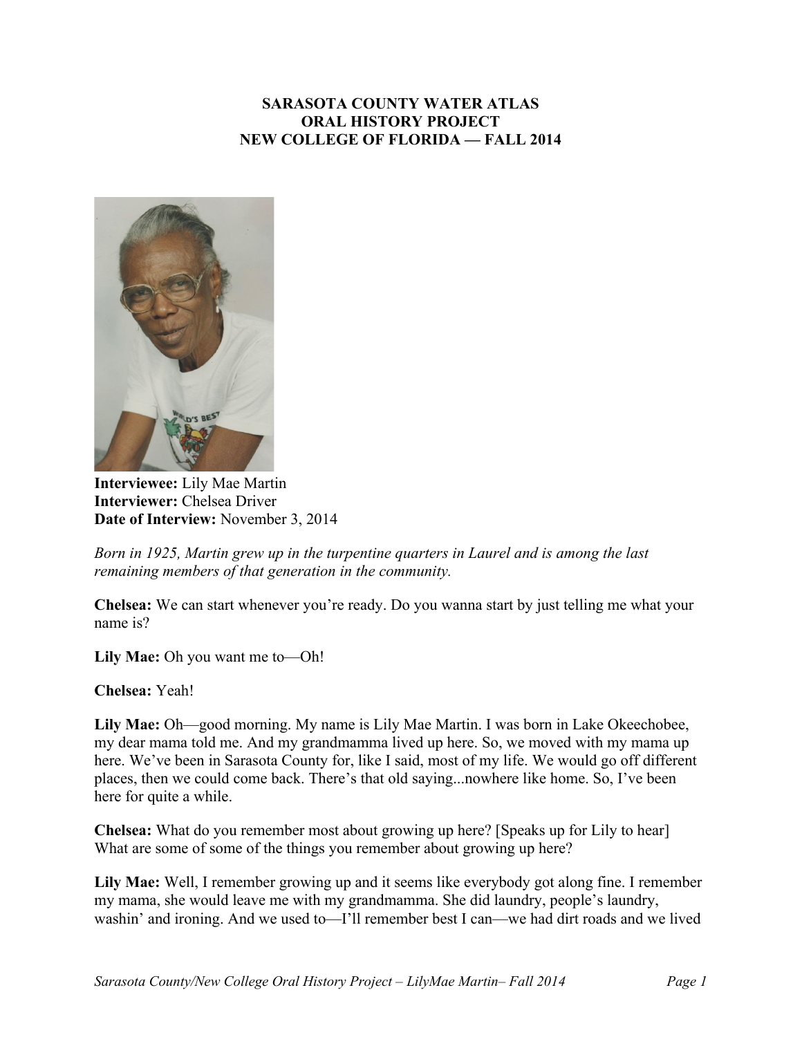**SARASOTA COUNTY WATER ATLAS**
**ORAL HISTORY PROJECT**
**NEW COLLEGE OF FLORIDA — FALL 2014**

**Interviewee:** Lily Mae Martin
**Interviewer:** Chelsea Driver
**Date of Interview:** November 3, 2014

*Born in 1925, Martin grew up in the turpentine quarters in Laurel and is among the last remaining members of that generation in the community.*

**Chelsea:** We can start whenever you're ready. Do you wanna start by just telling me what your name is?

**Lily Mae:** Oh you want me to—Oh!

**Chelsea:** Yeah!

**Lily Mae:** Oh—good morning. My name is Lily Mae Martin. I was born in Lake Okeechobee, my dear mama told me. And my grandmamma lived up here. So, we moved with my mama up here. We've been in Sarasota County for, like I said, most of my life. We would go off different places, then we could come back. There's that old saying...nowhere like home. So, I've been here for quite a while.

**Chelsea:** What do you remember most about growing up here? [Speaks up for Lily to hear] What are some of some of the things you remember about growing up here?

**Lily Mae:** Well, I remember growing up and it seems like everybody got along fine. I remember my mama, she would leave me with my grandmamma. She did laundry, people's laundry, washin' and ironing. And we used to—I'll remember best I can—we had dirt roads and we lived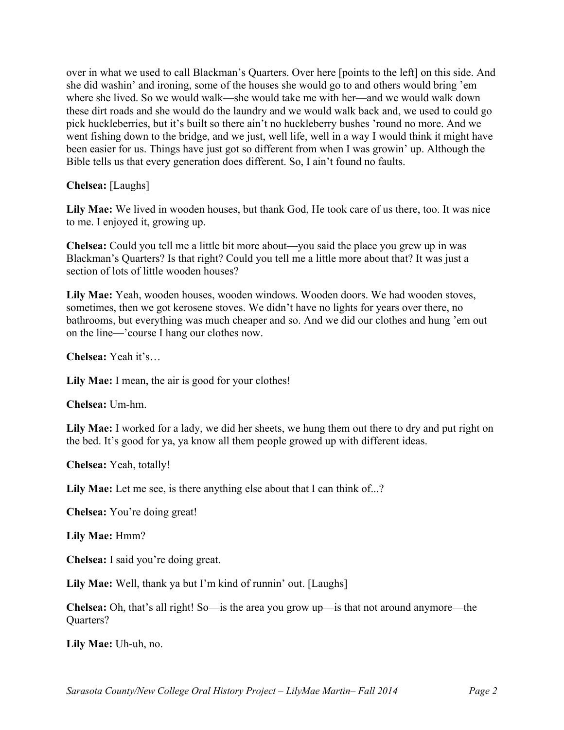over in what we used to call Blackman's Quarters. Over here [points to the left] on this side. And she did washin' and ironing, some of the houses she would go to and others would bring 'em where she lived. So we would walk—she would take me with her—and we would walk down these dirt roads and she would do the laundry and we would walk back and, we used to could go pick huckleberries, but it's built so there ain't no huckleberry bushes 'round no more. And we went fishing down to the bridge, and we just, well life, well in a way I would think it might have been easier for us. Things have just got so different from when I was growin' up. Although the Bible tells us that every generation does different. So, I ain't found no faults.

**Chelsea:** [Laughs]

**Lily Mae:** We lived in wooden houses, but thank God, He took care of us there, too. It was nice to me. I enjoyed it, growing up.

**Chelsea:** Could you tell me a little bit more about—you said the place you grew up in was Blackman's Quarters? Is that right? Could you tell me a little more about that? It was just a section of lots of little wooden houses?

**Lily Mae:** Yeah, wooden houses, wooden windows. Wooden doors. We had wooden stoves, sometimes, then we got kerosene stoves. We didn't have no lights for years over there, no bathrooms, but everything was much cheaper and so. And we did our clothes and hung 'em out on the line—'course I hang our clothes now.

**Chelsea:** Yeah it's…

**Lily Mae:** I mean, the air is good for your clothes!

**Chelsea:** Um-hm.

**Lily Mae:** I worked for a lady, we did her sheets, we hung them out there to dry and put right on the bed. It's good for ya, ya know all them people growed up with different ideas.

**Chelsea:** Yeah, totally!

**Lily Mae:** Let me see, is there anything else about that I can think of...?

**Chelsea:** You're doing great!

**Lily Mae:** Hmm?

**Chelsea:** I said you're doing great.

**Lily Mae:** Well, thank ya but I'm kind of runnin' out. [Laughs]

**Chelsea:** Oh, that's all right! So—is the area you grow up—is that not around anymore—the Quarters?

**Lily Mae:** Uh-uh, no.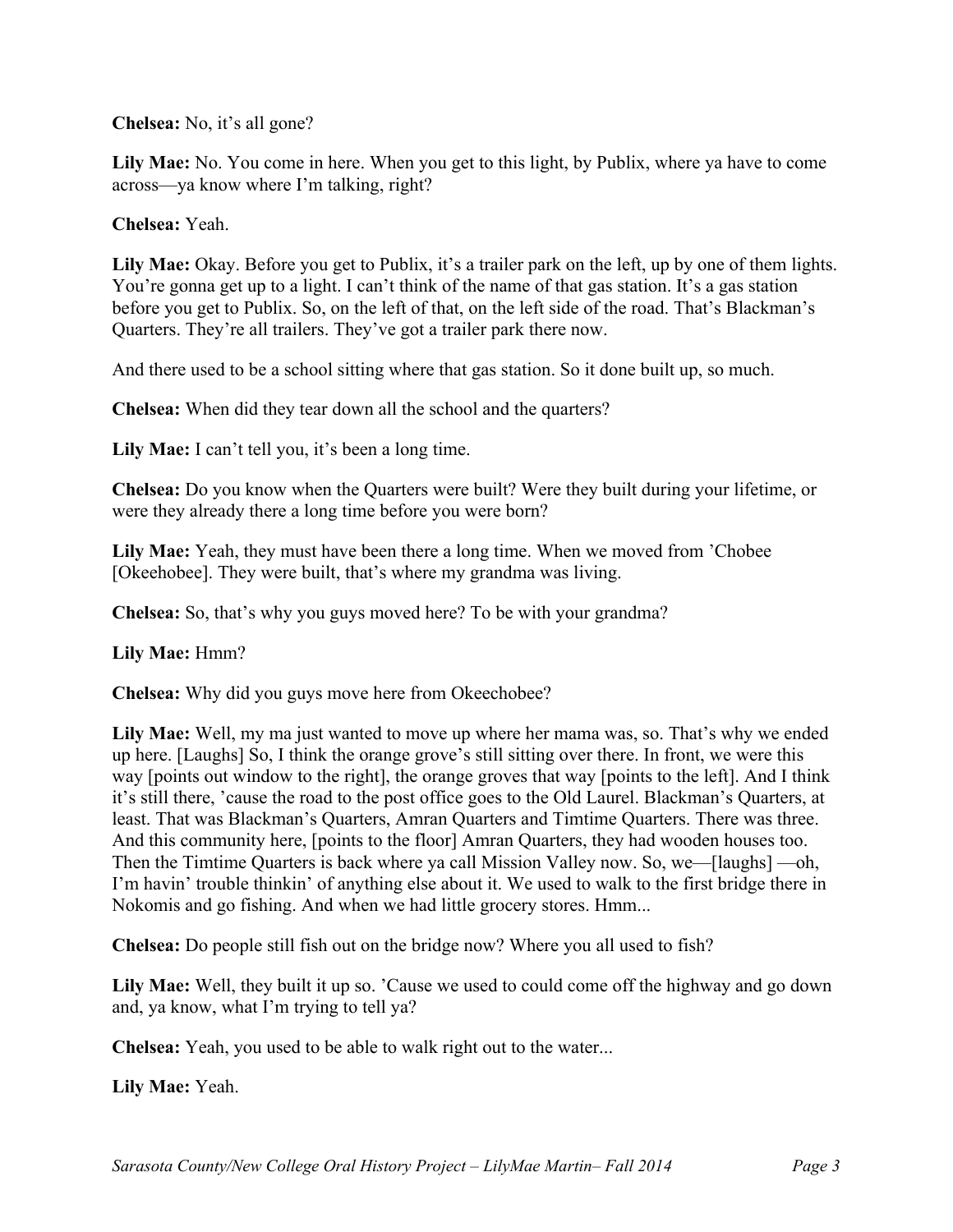**Chelsea:** No, it's all gone?

**Lily Mae:** No. You come in here. When you get to this light, by Publix, where ya have to come across—ya know where I'm talking, right?

**Chelsea:** Yeah.

**Lily Mae:** Okay. Before you get to Publix, it's a trailer park on the left, up by one of them lights. You're gonna get up to a light. I can't think of the name of that gas station. It's a gas station before you get to Publix. So, on the left of that, on the left side of the road. That's Blackman's Quarters. They're all trailers. They've got a trailer park there now.

And there used to be a school sitting where that gas station. So it done built up, so much.

**Chelsea:** When did they tear down all the school and the quarters?

**Lily Mae:** I can't tell you, it's been a long time.

**Chelsea:** Do you know when the Quarters were built? Were they built during your lifetime, or were they already there a long time before you were born?

**Lily Mae:** Yeah, they must have been there a long time. When we moved from 'Chobee [Okeehobee]. They were built, that's where my grandma was living.

**Chelsea:** So, that's why you guys moved here? To be with your grandma?

**Lily Mae:** Hmm?

**Chelsea:** Why did you guys move here from Okeechobee?

**Lily Mae:** Well, my ma just wanted to move up where her mama was, so. That's why we ended up here. [Laughs] So, I think the orange grove's still sitting over there. In front, we were this way [points out window to the right], the orange groves that way [points to the left]. And I think it's still there, 'cause the road to the post office goes to the Old Laurel. Blackman's Quarters, at least. That was Blackman's Quarters, Amran Quarters and Timtime Quarters. There was three. And this community here, [points to the floor] Amran Quarters, they had wooden houses too. Then the Timtime Quarters is back where ya call Mission Valley now. So, we—[laughs] —oh, I'm havin' trouble thinkin' of anything else about it. We used to walk to the first bridge there in Nokomis and go fishing. And when we had little grocery stores. Hmm...

**Chelsea:** Do people still fish out on the bridge now? Where you all used to fish?

**Lily Mae:** Well, they built it up so. 'Cause we used to could come off the highway and go down and, ya know, what I'm trying to tell ya?

**Chelsea:** Yeah, you used to be able to walk right out to the water...

**Lily Mae:** Yeah.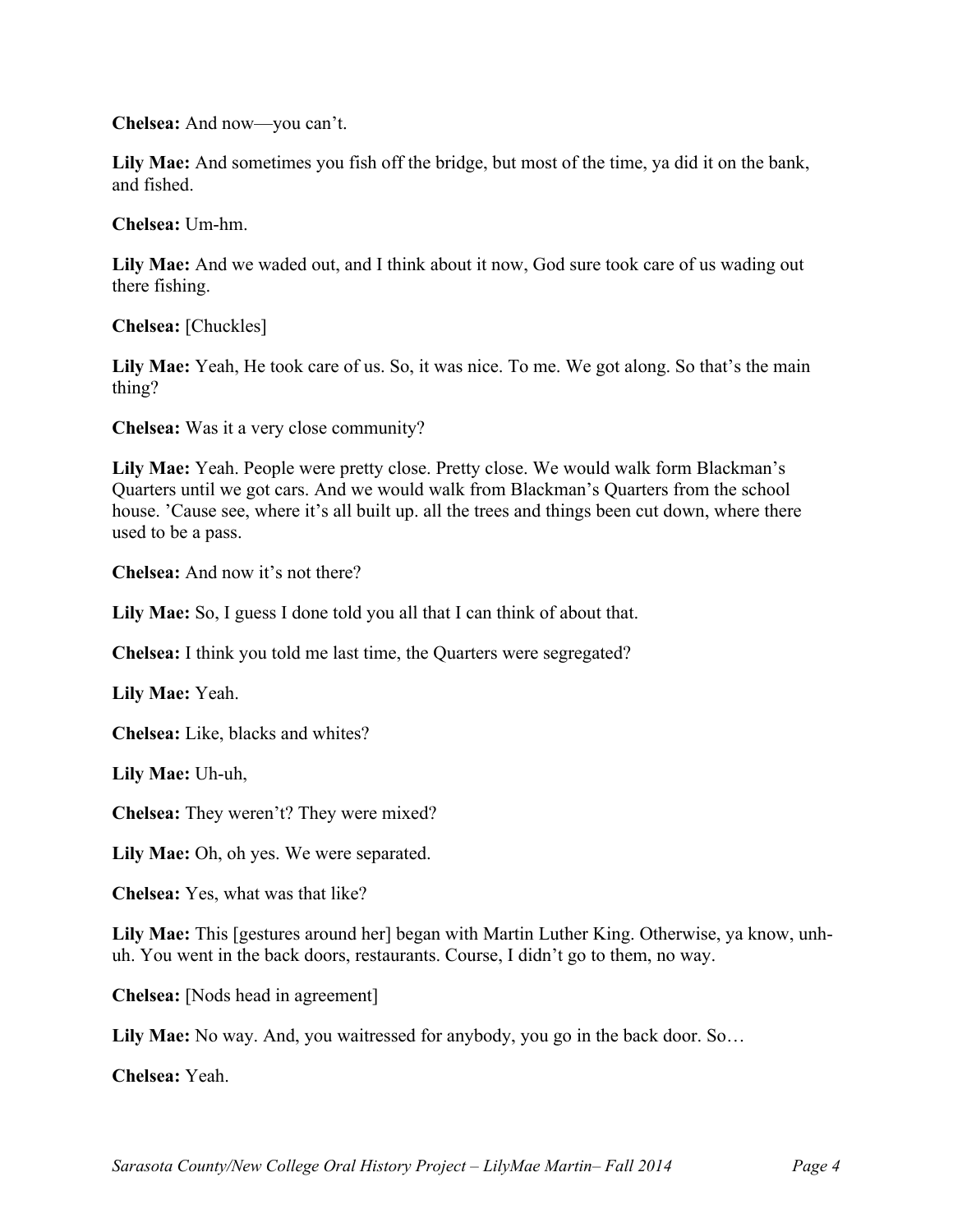**Chelsea:** And now—you can't.

**Lily Mae:** And sometimes you fish off the bridge, but most of the time, ya did it on the bank, and fished.

**Chelsea:** Um-hm.

**Lily Mae:** And we waded out, and I think about it now, God sure took care of us wading out there fishing.

**Chelsea:** [Chuckles]

**Lily Mae:** Yeah, He took care of us. So, it was nice. To me. We got along. So that's the main thing?

**Chelsea:** Was it a very close community?

**Lily Mae:** Yeah. People were pretty close. Pretty close. We would walk form Blackman's Quarters until we got cars. And we would walk from Blackman's Quarters from the school house. 'Cause see, where it's all built up. all the trees and things been cut down, where there used to be a pass.

**Chelsea:** And now it's not there?

**Lily Mae:** So, I guess I done told you all that I can think of about that.

**Chelsea:** I think you told me last time, the Quarters were segregated?

**Lily Mae:** Yeah.

**Chelsea:** Like, blacks and whites?

**Lily Mae:** Uh-uh,

**Chelsea:** They weren't? They were mixed?

**Lily Mae:** Oh, oh yes. We were separated.

**Chelsea:** Yes, what was that like?

**Lily Mae:** This [gestures around her] began with Martin Luther King. Otherwise, ya know, unh-uh. You went in the back doors, restaurants. Course, I didn't go to them, no way.

**Chelsea:** [Nods head in agreement]

**Lily Mae:** No way. And, you waitressed for anybody, you go in the back door. So…

**Chelsea:** Yeah.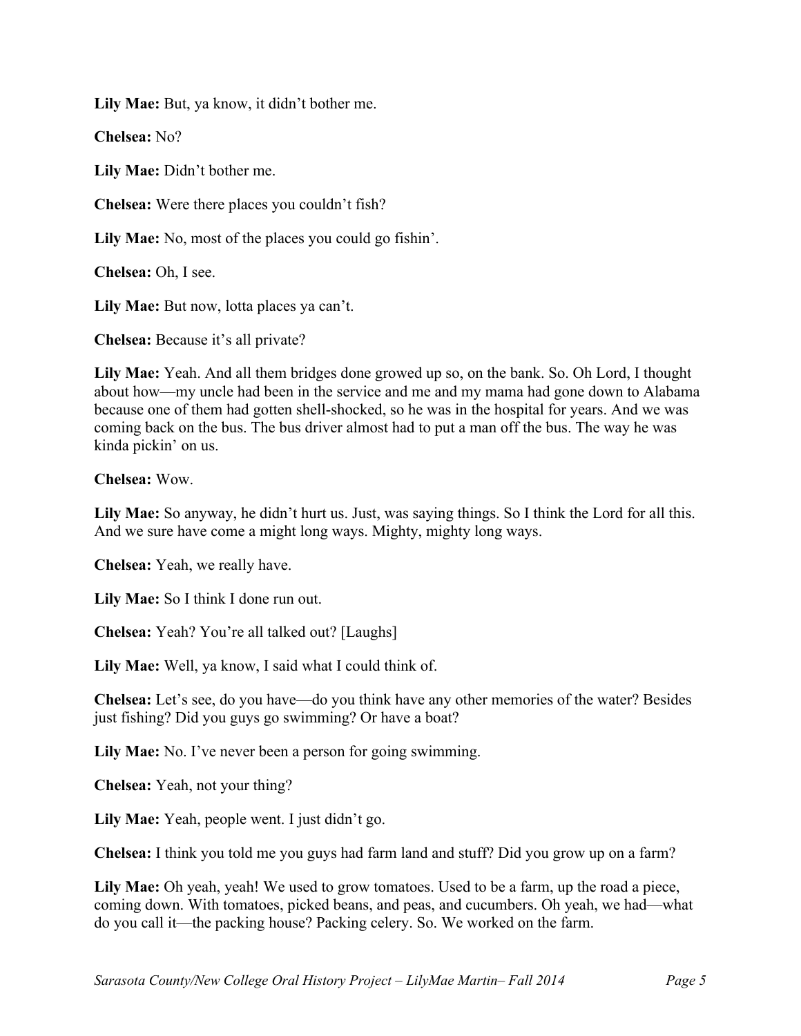**Lily Mae:** But, ya know, it didn't bother me.

**Chelsea:** No?

**Lily Mae:** Didn't bother me.

**Chelsea:** Were there places you couldn't fish?

**Lily Mae:** No, most of the places you could go fishin'.

**Chelsea:** Oh, I see.

**Lily Mae:** But now, lotta places ya can't.

**Chelsea:** Because it's all private?

**Lily Mae:** Yeah. And all them bridges done growed up so, on the bank. So. Oh Lord, I thought about how—my uncle had been in the service and me and my mama had gone down to Alabama because one of them had gotten shell-shocked, so he was in the hospital for years. And we was coming back on the bus. The bus driver almost had to put a man off the bus. The way he was kinda pickin' on us.

**Chelsea:** Wow.

**Lily Mae:** So anyway, he didn't hurt us. Just, was saying things. So I think the Lord for all this. And we sure have come a might long ways. Mighty, mighty long ways.

**Chelsea:** Yeah, we really have.

**Lily Mae:** So I think I done run out.

**Chelsea:** Yeah? You're all talked out? [Laughs]

**Lily Mae:** Well, ya know, I said what I could think of.

**Chelsea:** Let's see, do you have—do you think have any other memories of the water? Besides just fishing? Did you guys go swimming? Or have a boat?

**Lily Mae:** No. I've never been a person for going swimming.

**Chelsea:** Yeah, not your thing?

**Lily Mae:** Yeah, people went. I just didn't go.

**Chelsea:** I think you told me you guys had farm land and stuff? Did you grow up on a farm?

**Lily Mae:** Oh yeah, yeah! We used to grow tomatoes. Used to be a farm, up the road a piece, coming down. With tomatoes, picked beans, and peas, and cucumbers. Oh yeah, we had—what do you call it—the packing house? Packing celery. So. We worked on the farm.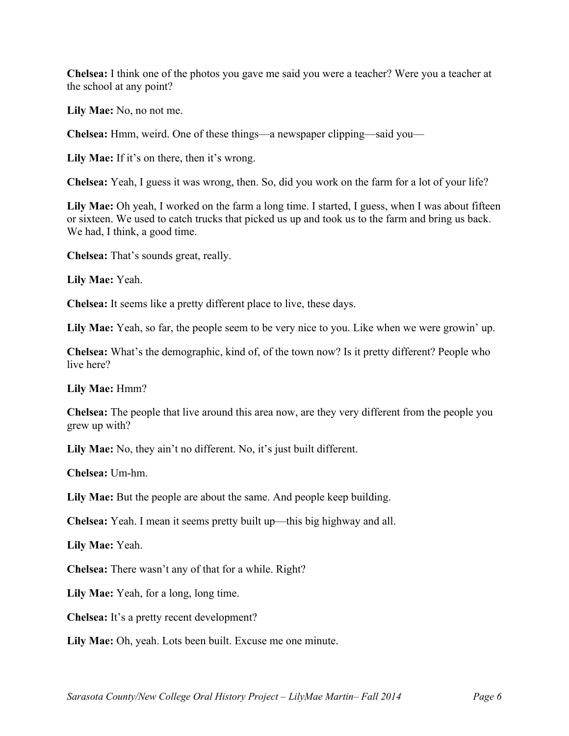**Chelsea:** I think one of the photos you gave me said you were a teacher? Were you a teacher at the school at any point?

**Lily Mae:** No, no not me.

**Chelsea:** Hmm, weird. One of these things—a newspaper clipping—said you—

**Lily Mae:** If it's on there, then it's wrong.

**Chelsea:** Yeah, I guess it was wrong, then. So, did you work on the farm for a lot of your life?

**Lily Mae:** Oh yeah, I worked on the farm a long time. I started, I guess, when I was about fifteen or sixteen. We used to catch trucks that picked us up and took us to the farm and bring us back. We had, I think, a good time.

**Chelsea:** That's sounds great, really.

**Lily Mae:** Yeah.

**Chelsea:** It seems like a pretty different place to live, these days.

**Lily Mae:** Yeah, so far, the people seem to be very nice to you. Like when we were growin' up.

**Chelsea:** What's the demographic, kind of, of the town now? Is it pretty different? People who live here?

**Lily Mae:** Hmm?

**Chelsea:** The people that live around this area now, are they very different from the people you grew up with?

**Lily Mae:** No, they ain't no different. No, it's just built different.

**Chelsea:** Um-hm.

**Lily Mae:** But the people are about the same. And people keep building.

**Chelsea:** Yeah. I mean it seems pretty built up—this big highway and all.

**Lily Mae:** Yeah.

**Chelsea:** There wasn't any of that for a while. Right?

**Lily Mae:** Yeah, for a long, long time.

**Chelsea:** It's a pretty recent development?

**Lily Mae:** Oh, yeah. Lots been built. Excuse me one minute.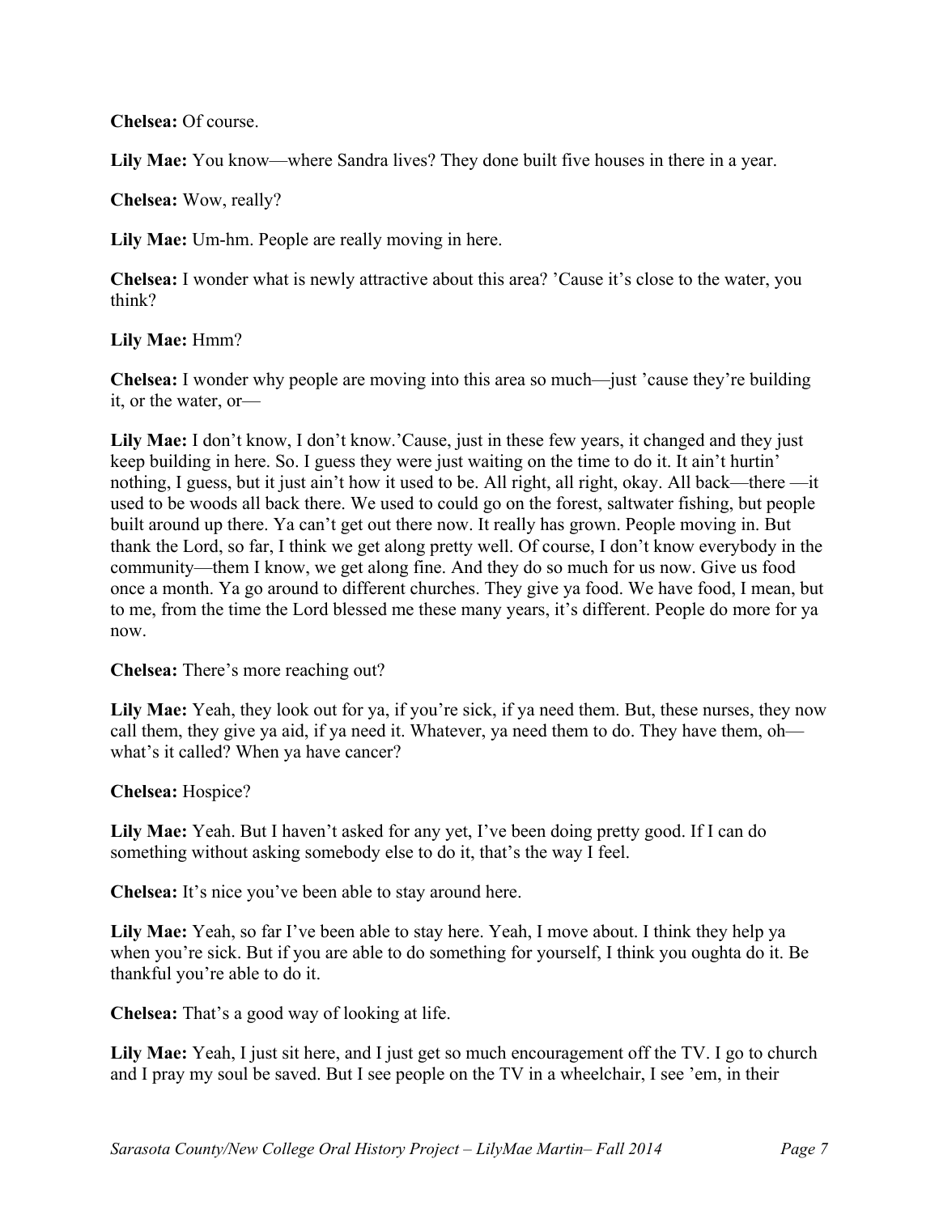**Chelsea:** Of course.

**Lily Mae:** You know—where Sandra lives? They done built five houses in there in a year.

**Chelsea:** Wow, really?

**Lily Mae:** Um-hm. People are really moving in here.

**Chelsea:** I wonder what is newly attractive about this area? 'Cause it's close to the water, you think?

**Lily Mae:** Hmm?

**Chelsea:** I wonder why people are moving into this area so much—just 'cause they're building it, or the water, or—

**Lily Mae:** I don't know, I don't know.'Cause, just in these few years, it changed and they just keep building in here. So. I guess they were just waiting on the time to do it. It ain't hurtin' nothing, I guess, but it just ain't how it used to be. All right, all right, okay. All back—there —it used to be woods all back there. We used to could go on the forest, saltwater fishing, but people built around up there. Ya can't get out there now. It really has grown. People moving in. But thank the Lord, so far, I think we get along pretty well. Of course, I don't know everybody in the community—them I know, we get along fine. And they do so much for us now. Give us food once a month. Ya go around to different churches. They give ya food. We have food, I mean, but to me, from the time the Lord blessed me these many years, it's different. People do more for ya now.

**Chelsea:** There's more reaching out?

**Lily Mae:** Yeah, they look out for ya, if you're sick, if ya need them. But, these nurses, they now call them, they give ya aid, if ya need it. Whatever, ya need them to do. They have them, oh—what's it called? When ya have cancer?

**Chelsea:** Hospice?

**Lily Mae:** Yeah. But I haven't asked for any yet, I've been doing pretty good. If I can do something without asking somebody else to do it, that's the way I feel.

**Chelsea:** It's nice you've been able to stay around here.

**Lily Mae:** Yeah, so far I've been able to stay here. Yeah, I move about. I think they help ya when you're sick. But if you are able to do something for yourself, I think you oughta do it. Be thankful you're able to do it.

**Chelsea:** That's a good way of looking at life.

**Lily Mae:** Yeah, I just sit here, and I just get so much encouragement off the TV. I go to church and I pray my soul be saved. But I see people on the TV in a wheelchair, I see 'em, in their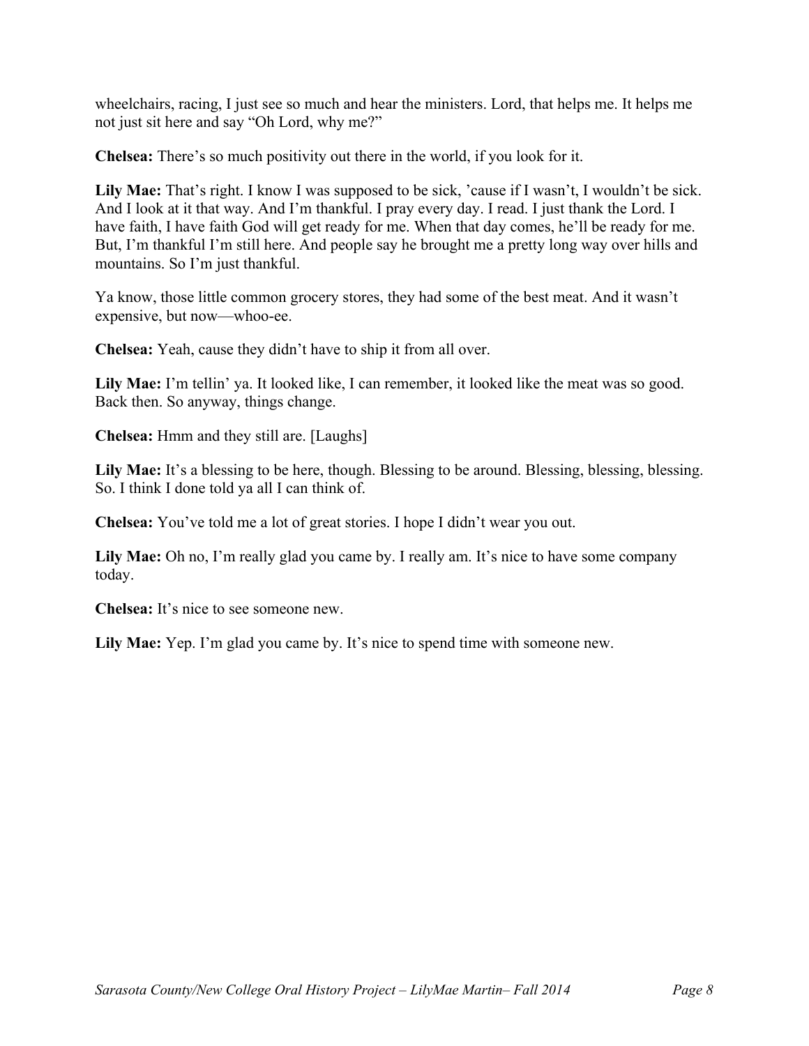wheelchairs, racing, I just see so much and hear the ministers. Lord, that helps me. It helps me not just sit here and say "Oh Lord, why me?"

**Chelsea:** There's so much positivity out there in the world, if you look for it.

**Lily Mae:** That's right. I know I was supposed to be sick, 'cause if I wasn't, I wouldn't be sick. And I look at it that way. And I'm thankful. I pray every day. I read. I just thank the Lord. I have faith, I have faith God will get ready for me. When that day comes, he'll be ready for me. But, I'm thankful I'm still here. And people say he brought me a pretty long way over hills and mountains. So I'm just thankful.

Ya know, those little common grocery stores, they had some of the best meat. And it wasn't expensive, but now—whoo-ee.

**Chelsea:** Yeah, cause they didn't have to ship it from all over.

**Lily Mae:** I'm tellin' ya. It looked like, I can remember, it looked like the meat was so good. Back then. So anyway, things change.

**Chelsea:** Hmm and they still are. [Laughs]

**Lily Mae:** It's a blessing to be here, though. Blessing to be around. Blessing, blessing, blessing. So. I think I done told ya all I can think of.

**Chelsea:** You've told me a lot of great stories. I hope I didn't wear you out.

**Lily Mae:** Oh no, I'm really glad you came by. I really am. It's nice to have some company today.

**Chelsea:** It's nice to see someone new.

**Lily Mae:** Yep. I'm glad you came by. It's nice to spend time with someone new.